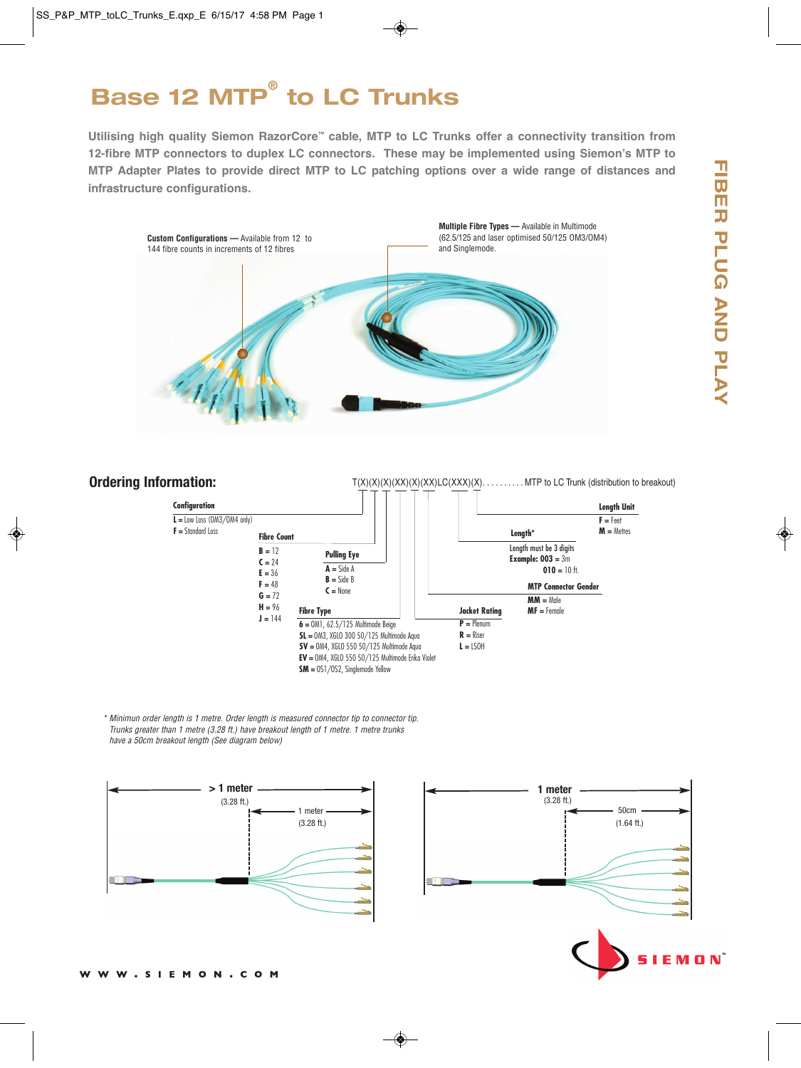# Base 12 MTP® to LC Trunks

**Utilising high quality Siemon RazorCore™ cable, MTP to LC Trunks offer a connectivity transition from 12-fibre MTP connectors to duplex LC connectors. These may be implemented using Siemon's MTP to MTP Adapter Plates to provide direct MTP to LC patching options over a wide range of distances and infrastructure configurations.**

**Custom Configurations —** Available from 12 to 144 fibre counts in increments of 12 fibres

**Multiple Fibre Types —** Available in Multimode (62.5/125 and laser optimised 50/125 OM3/OM4) and Singlemode.

FIBER PLUG AND PLAY

## Ordering Information:

T(X)(X)(X)(XX)(X)(XX)LC(XXX)(X). . . . . . . . . . MTP to LC Trunk (distribution to breakout)

**Configuration**
- **L** = Low Loss (OM3/OM4 only)
- **F** = Standard Loss

**Fibre Count**
- **B** = 12
- **C** = 24
- **E** = 36
- **F** = 48
- **G** = 72
- **H** = 96
- **J** = 144

**Pulling Eye**
- **A** = Side A
- **B** = Side B
- **C** = None

**Fibre Type**
- **6** = OM1, 62.5/125 Multimode Beige
- **5L** = OM3, XGLO 300 50/125 Multimode Aqua
- **5V** = OM4, XGLO 550 50/125 Multimode Aqua
- **EV** = OM4, XGLO 550 50/125 Multimode Erika Violet
- **SM** = OS1/OS2, Singlemode Yellow

**Jacket Rating**
- **P** = Plenum
- **R** = Riser
- **L** = LSOH

**MTP Connector Gender**
- **MM** = Male
- **MF** = Female

**Length***
Length must be 3 digits
**Example: 003** = 3m
**010** = 10 ft.

**Length Unit**
- **F** = Feet
- **M** = Metres

*\* Minimun order length is 1 metre. Order length is measured connector tip to connector tip. Trunks greater than 1 metre (3.28 ft.) have breakout length of 1 metre. 1 metre trunks have a 50cm breakout length (See diagram below)*

> 1 meter (3.28 ft.) — 1 meter (3.28 ft.)

1 meter (3.28 ft.) — 50cm (1.64 ft.)

SIEMON™

WWW.SIEMON.COM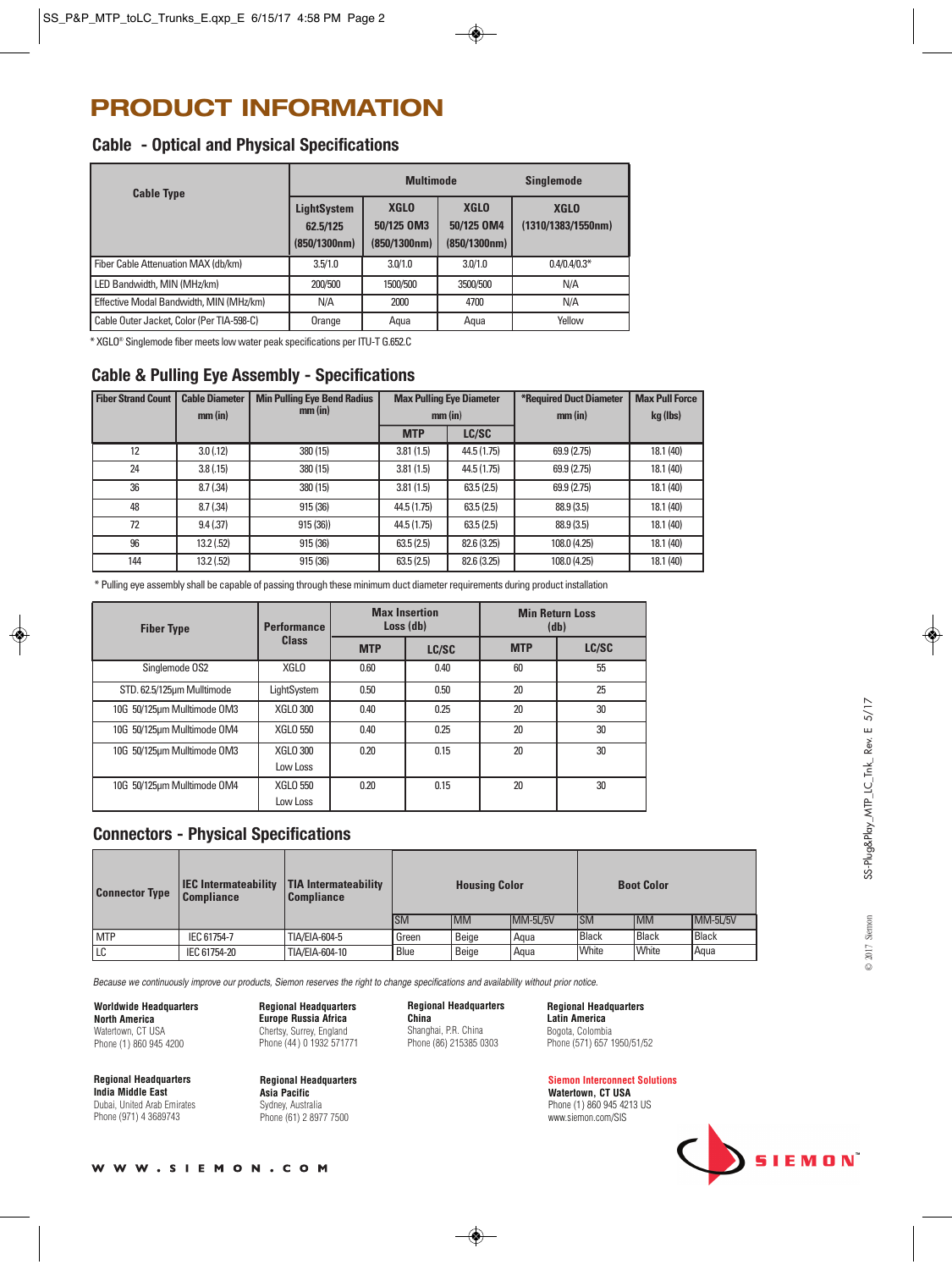# PRODUCT INFORMATION

## Cable - Optical and Physical Specifications

| Cable Type | Multimode | | | Singlemode |
|---|---|---|---|---|
| | LightSystem 62.5/125 (850/1300nm) | XGLO 50/125 OM3 (850/1300nm) | XGLO 50/125 OM4 (850/1300nm) | XGLO (1310/1383/1550nm) |
| Fiber Cable Attenuation MAX (db/km) | 3.5/1.0 | 3.0/1.0 | 3.0/1.0 | 0.4/0.4/0.3* |
| LED Bandwidth, MIN (MHz/km) | 200/500 | 1500/500 | 3500/500 | N/A |
| Effective Modal Bandwidth, MIN (MHz/km) | N/A | 2000 | 4700 | N/A |
| Cable Outer Jacket, Color (Per TIA-598-C) | Orange | Aqua | Aqua | Yellow |

* XGLO® Singlemode fiber meets low water peak specifications per ITU-T G.652.C

## Cable & Pulling Eye Assembly - Specifications

| Fiber Strand Count | Cable Diameter mm (in) | Min Pulling Eye Bend Radius mm (in) | Max Pulling Eye Diameter mm (in) | | *Required Duct Diameter mm (in) | Max Pull Force kg (lbs) |
|---|---|---|---|---|---|---|
| | | | MTP | LC/SC | | |
| 12 | 3.0 (.12) | 380 (15) | 3.81 (1.5) | 44.5 (1.75) | 69.9 (2.75) | 18.1 (40) |
| 24 | 3.8 (.15) | 380 (15) | 3.81 (1.5) | 44.5 (1.75) | 69.9 (2.75) | 18.1 (40) |
| 36 | 8.7 (.34) | 380 (15) | 3.81 (1.5) | 63.5 (2.5) | 69.9 (2.75) | 18.1 (40) |
| 48 | 8.7 (.34) | 915 (36) | 44.5 (1.75) | 63.5 (2.5) | 88.9 (3.5) | 18.1 (40) |
| 72 | 9.4 (.37) | 915 (36)) | 44.5 (1.75) | 63.5 (2.5) | 88.9 (3.5) | 18.1 (40) |
| 96 | 13.2 (.52) | 915 (36) | 63.5 (2.5) | 82.6 (3.25) | 108.0 (4.25) | 18.1 (40) |
| 144 | 13.2 (.52) | 915 (36) | 63.5 (2.5) | 82.6 (3.25) | 108.0 (4.25) | 18.1 (40) |

* Pulling eye assembly shall be capable of passing through these minimum duct diameter requirements during product installation

| Fiber Type | Performance Class | Max Insertion Loss (db) | | Min Return Loss (db) | |
|---|---|---|---|---|---|
| | | MTP | LC/SC | MTP | LC/SC |
| Singlemode OS2 | XGLO | 0.60 | 0.40 | 60 | 55 |
| STD. 62.5/125µm Multimode | LightSystem | 0.50 | 0.50 | 20 | 25 |
| 10G 50/125µm Multimode OM3 | XGLO 300 | 0.40 | 0.25 | 20 | 30 |
| 10G 50/125µm Multimode OM4 | XGLO 550 | 0.40 | 0.25 | 20 | 30 |
| 10G 50/125µm Multimode OM3 | XGLO 300 Low Loss | 0.20 | 0.15 | 20 | 30 |
| 10G 50/125µm Multimode OM4 | XGLO 550 Low Loss | 0.20 | 0.15 | 20 | 30 |

## Connectors - Physical Specifications

| Connector Type | IEC Intermateability Compliance | TIA Intermateability Compliance | Housing Color | | | Boot Color | | |
|---|---|---|---|---|---|---|---|---|
| | | | SM | MM | MM-5L/5V | SM | MM | MM-5L/5V |
| MTP | IEC 61754-7 | TIA/EIA-604-5 | Green | Beige | Aqua | Black | Black | Black |
| LC | IEC 61754-20 | TIA/EIA-604-10 | Blue | Beige | Aqua | White | White | Aqua |

*Because we continuously improve our products, Siemon reserves the right to change specifications and availability without prior notice.*

**Worldwide Headquarters**
**North America**
Watertown, CT USA
Phone (1) 860 945 4200

**Regional Headquarters**
**Europe Russia Africa**
Chertsy, Surrey, England
Phone (44) 0 1932 571771

**Regional Headquarters**
**China**
Shanghai, P.R. China
Phone (86) 215385 0303

**Regional Headquarters**
**Latin America**
Bogota, Colombia
Phone (571) 657 1950/51/52

**Regional Headquarters**
**India Middle East**
Dubai, United Arab Emirates
Phone (971) 4 3689743

**Regional Headquarters**
**Asia Pacific**
Sydney, Australia
Phone (61) 2 8977 7500

**Siemon Interconnect Solutions**
**Watertown, CT USA**
Phone (1) 860 945 4213 US
www.siemon.com/SIS

WWW.SIEMON.COM

SIEMON™

SS-Plug&Play_MTP_LC_Trnk_ Rev. E 5/17

© 2017 Siemon